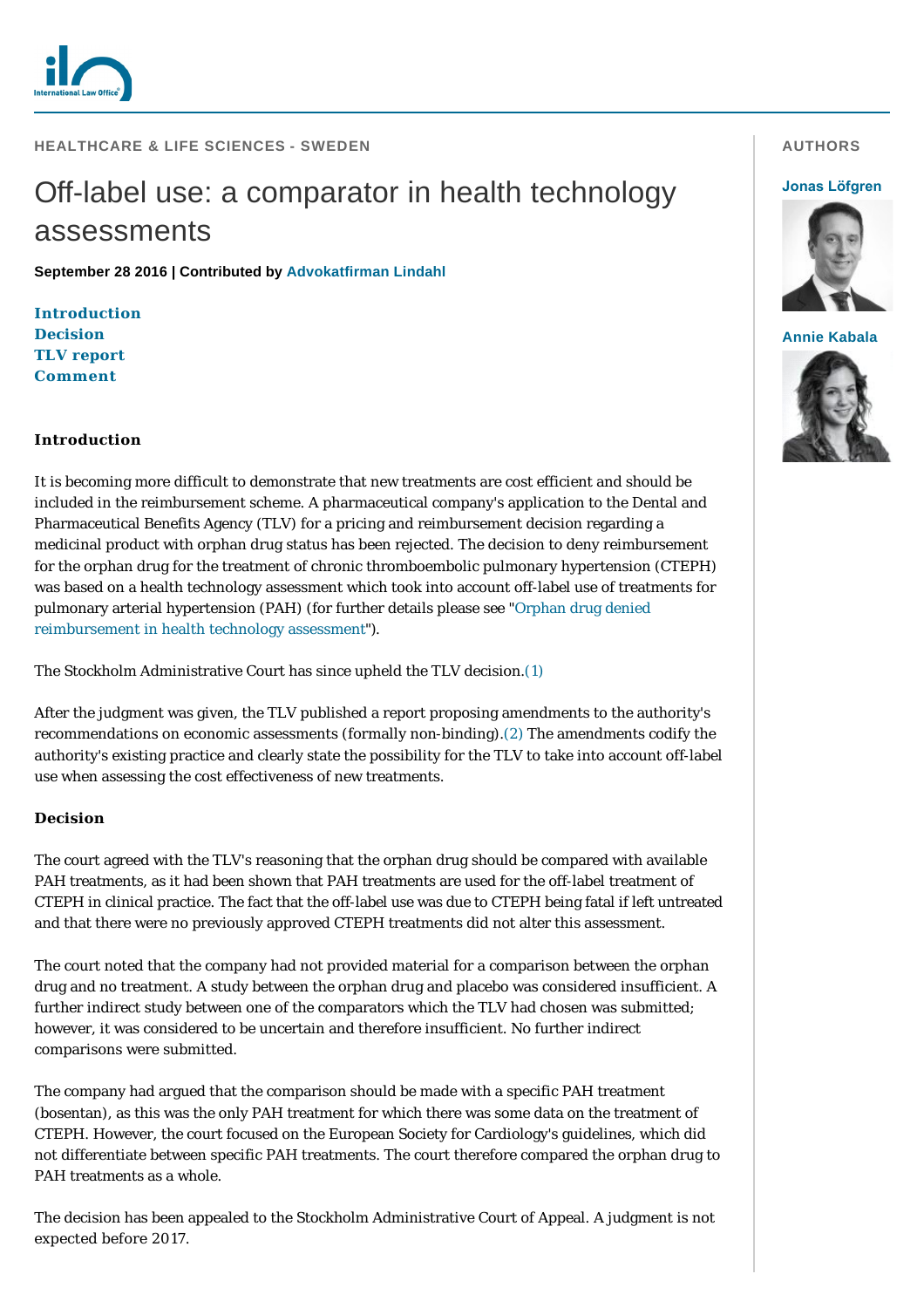HEALTHCARE & LIFE SCIENCES - SWEDEN

# Off-label use: a comparator in health technology assessments

**September 28 2016 | Contributed by Advokatfirman Lindahl**

AUTHORS

Jonas Löfgren

Annie Kabala

- Introduction
- Decision
- TLV report
- Comment

## Introduction

It is becoming more difficult to demonstrate that new treatments are cost efficient and should be included in the reimbursement scheme. A pharmaceutical company's application to the Dental and Pharmaceutical Benefits Agency (TLV) for a pricing and reimbursement decision regarding a medicinal product with orphan drug status has been rejected. The decision to deny reimbursement for the orphan drug for the treatment of chronic thromboembolic pulmonary hypertension (CTEPH) was based on a health technology assessment which took into account off-label use of treatments for pulmonary arterial hypertension (PAH) (for further details please see "Orphan drug denied reimbursement in health technology assessment").

The Stockholm Administrative Court has since upheld the TLV decision.(1)

After the judgment was given, the TLV published a report proposing amendments to the authority's recommendations on economic assessments (formally non-binding).(2) The amendments codify the authority's existing practice and clearly state the possibility for the TLV to take into account off-label use when assessing the cost effectiveness of new treatments.

## Decision

The court agreed with the TLV's reasoning that the orphan drug should be compared with available PAH treatments, as it had been shown that PAH treatments are used for the off-label treatment of CTEPH in clinical practice. The fact that the off-label use was due to CTEPH being fatal if left untreated and that there were no previously approved CTEPH treatments did not alter this assessment.

The court noted that the company had not provided material for a comparison between the orphan drug and no treatment. A study between the orphan drug and placebo was considered insufficient. A further indirect study between one of the comparators which the TLV had chosen was submitted; however, it was considered to be uncertain and therefore insufficient. No further indirect comparisons were submitted.

The company had argued that the comparison should be made with a specific PAH treatment (bosentan), as this was the only PAH treatment for which there was some data on the treatment of CTEPH. However, the court focused on the European Society for Cardiology's guidelines, which did not differentiate between specific PAH treatments. The court therefore compared the orphan drug to PAH treatments as a whole.

The decision has been appealed to the Stockholm Administrative Court of Appeal. A judgment is not expected before 2017.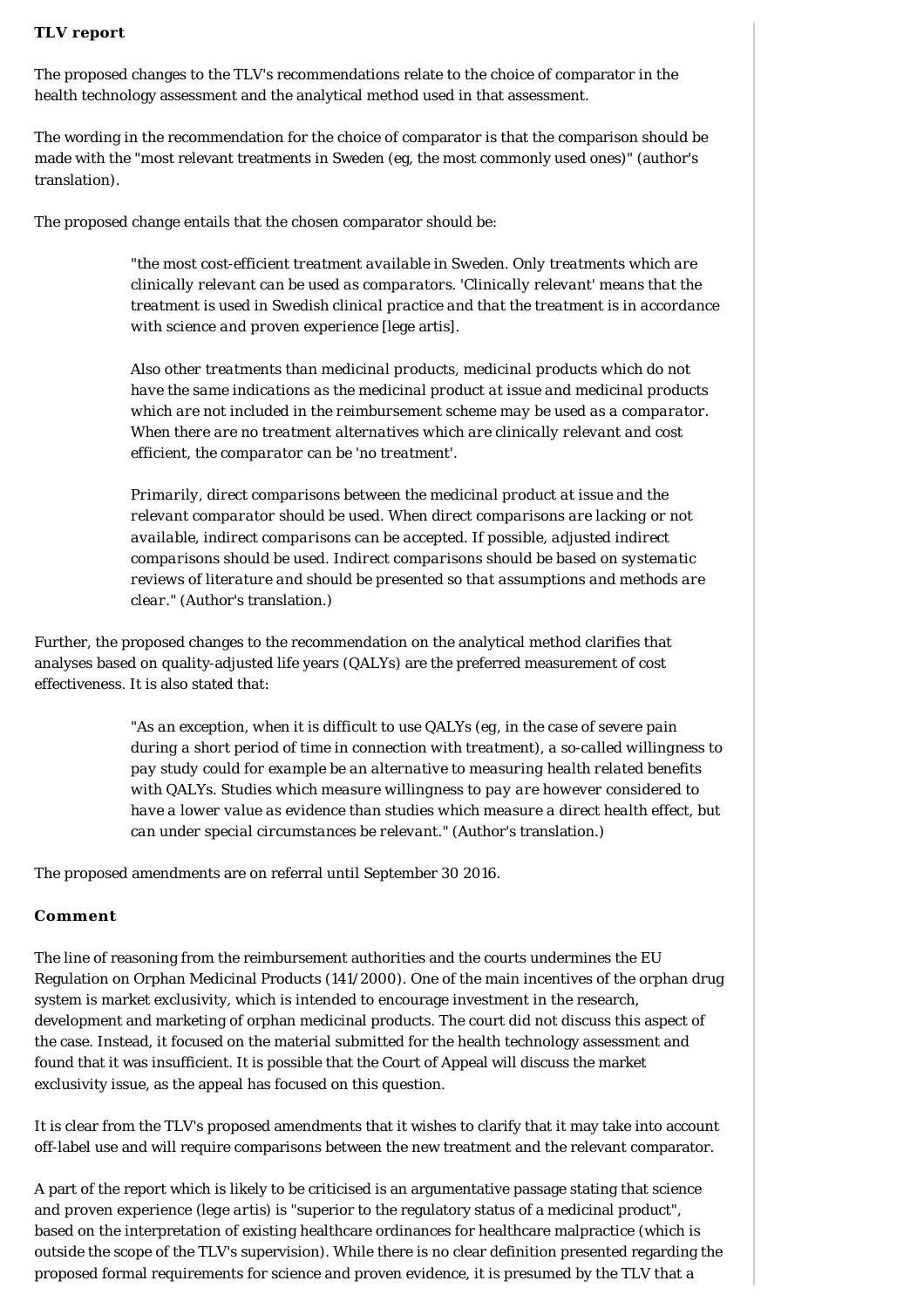**TLV report**

The proposed changes to the TLV's recommendations relate to the choice of comparator in the health technology assessment and the analytical method used in that assessment.

The wording in the recommendation for the choice of comparator is that the comparison should be made with the "most relevant treatments in Sweden (eg, the most commonly used ones)" (author's translation).

The proposed change entails that the chosen comparator should be:

> "the most cost-efficient treatment available in Sweden. Only treatments which are clinically relevant can be used as comparators. 'Clinically relevant' means that the treatment is used in Swedish clinical practice and that the treatment is in accordance with science and proven experience [lege artis].
>
> Also other treatments than medicinal products, medicinal products which do not have the same indications as the medicinal product at issue and medicinal products which are not included in the reimbursement scheme may be used as a comparator. When there are no treatment alternatives which are clinically relevant and cost efficient, the comparator can be 'no treatment'.
>
> Primarily, direct comparisons between the medicinal product at issue and the relevant comparator should be used. When direct comparisons are lacking or not available, indirect comparisons can be accepted. If possible, adjusted indirect comparisons should be used. Indirect comparisons should be based on systematic reviews of literature and should be presented so that assumptions and methods are clear." (Author's translation.)

Further, the proposed changes to the recommendation on the analytical method clarifies that analyses based on quality-adjusted life years (QALYs) are the preferred measurement of cost effectiveness. It is also stated that:

> "As an exception, when it is difficult to use QALYs (eg, in the case of severe pain during a short period of time in connection with treatment), a so-called willingness to pay study could for example be an alternative to measuring health related benefits with QALYs. Studies which measure willingness to pay are however considered to have a lower value as evidence than studies which measure a direct health effect, but can under special circumstances be relevant." (Author's translation.)

The proposed amendments are on referral until September 30 2016.

**Comment**

The line of reasoning from the reimbursement authorities and the courts undermines the EU Regulation on Orphan Medicinal Products (141/2000). One of the main incentives of the orphan drug system is market exclusivity, which is intended to encourage investment in the research, development and marketing of orphan medicinal products. The court did not discuss this aspect of the case. Instead, it focused on the material submitted for the health technology assessment and found that it was insufficient. It is possible that the Court of Appeal will discuss the market exclusivity issue, as the appeal has focused on this question.

It is clear from the TLV's proposed amendments that it wishes to clarify that it may take into account off-label use and will require comparisons between the new treatment and the relevant comparator.

A part of the report which is likely to be criticised is an argumentative passage stating that science and proven experience (lege artis) is "superior to the regulatory status of a medicinal product", based on the interpretation of existing healthcare ordinances for healthcare malpractice (which is outside the scope of the TLV's supervision). While there is no clear definition presented regarding the proposed formal requirements for science and proven evidence, it is presumed by the TLV that a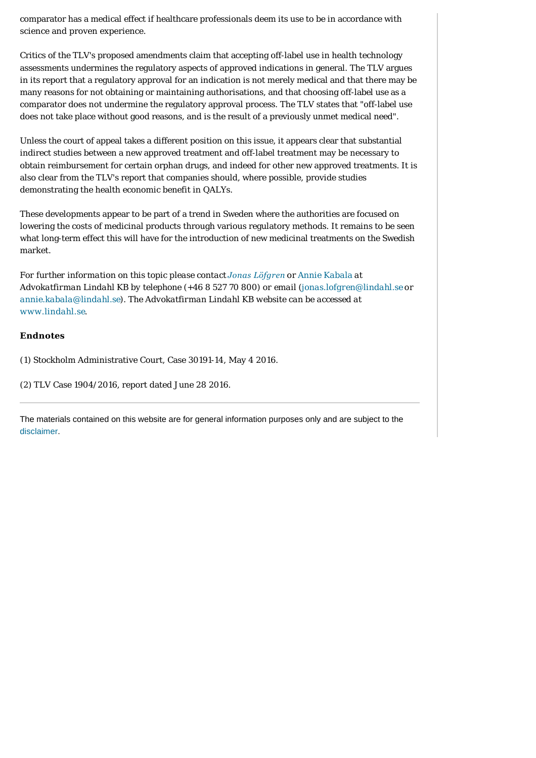comparator has a medical effect if healthcare professionals deem its use to be in accordance with science and proven experience.

Critics of the TLV's proposed amendments claim that accepting off-label use in health technology assessments undermines the regulatory aspects of approved indications in general. The TLV argues in its report that a regulatory approval for an indication is not merely medical and that there may be many reasons for not obtaining or maintaining authorisations, and that choosing off-label use as a comparator does not undermine the regulatory approval process. The TLV states that "off-label use does not take place without good reasons, and is the result of a previously unmet medical need".

Unless the court of appeal takes a different position on this issue, it appears clear that substantial indirect studies between a new approved treatment and off-label treatment may be necessary to obtain reimbursement for certain orphan drugs, and indeed for other new approved treatments. It is also clear from the TLV's report that companies should, where possible, provide studies demonstrating the health economic benefit in QALYs.

These developments appear to be part of a trend in Sweden where the authorities are focused on lowering the costs of medicinal products through various regulatory methods. It remains to be seen what long-term effect this will have for the introduction of new medicinal treatments on the Swedish market.

*For further information on this topic please contact Jonas Löfgren or Annie Kabala at Advokatfirman Lindahl KB by telephone (+46 8 527 70 800) or email (jonas.lofgren@lindahl.se or annie.kabala@lindahl.se). The Advokatfirman Lindahl KB website can be accessed at www.lindahl.se.*

### Endnotes

(1) Stockholm Administrative Court, Case 30191-14, May 4 2016.

(2) TLV Case 1904/2016, report dated June 28 2016.

---

The materials contained on this website are for general information purposes only and are subject to the disclaimer.